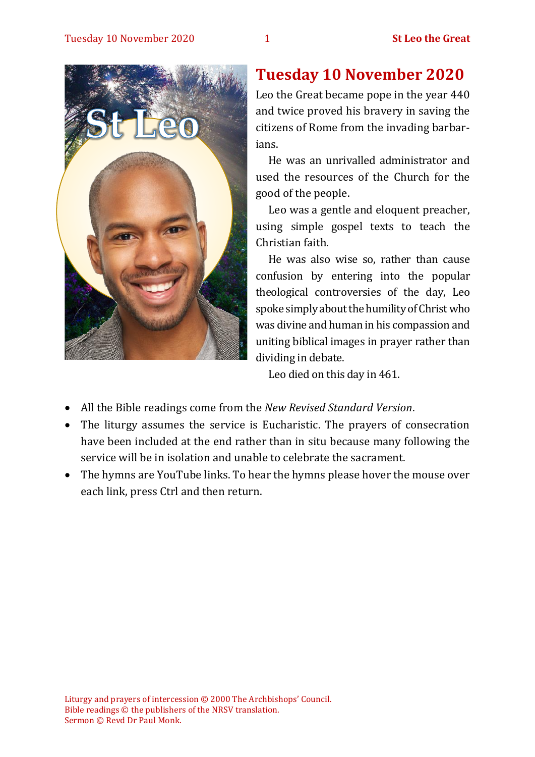# Tuesday 10 November 2020

Leo the Great became pope in the year 440 and twice proved his bravery in saving the citizens of Rome from the invading barbarians.

He was an unrivalled administrator and used the resources of the Church for the good of the people.

Leo was a gentle and eloquent preacher, using simple gospel texts to teach the Christian faith.

He was also wise so, rather than cause confusion by entering into the popular theological controversies of the day, Leo spoke simply about the humility of Christ who was divine and human in his compassion and uniting biblical images in prayer rather than dividing in debate.

Leo died on this day in 461.

- All the Bible readings come from the *New Revised Standard Version*.
- The liturgy assumes the service is Eucharistic. The prayers of consecration have been included at the end rather than in situ because many following the service will be in isolation and unable to celebrate the sacrament.
- The hymns are YouTube links. To hear the hymns please hover the mouse over each link, press Ctrl and then return.

Liturgy and prayers of intercession © 2000 The Archbishops' Council.
Bible readings © the publishers of the NRSV translation.
Sermon © Revd Dr Paul Monk.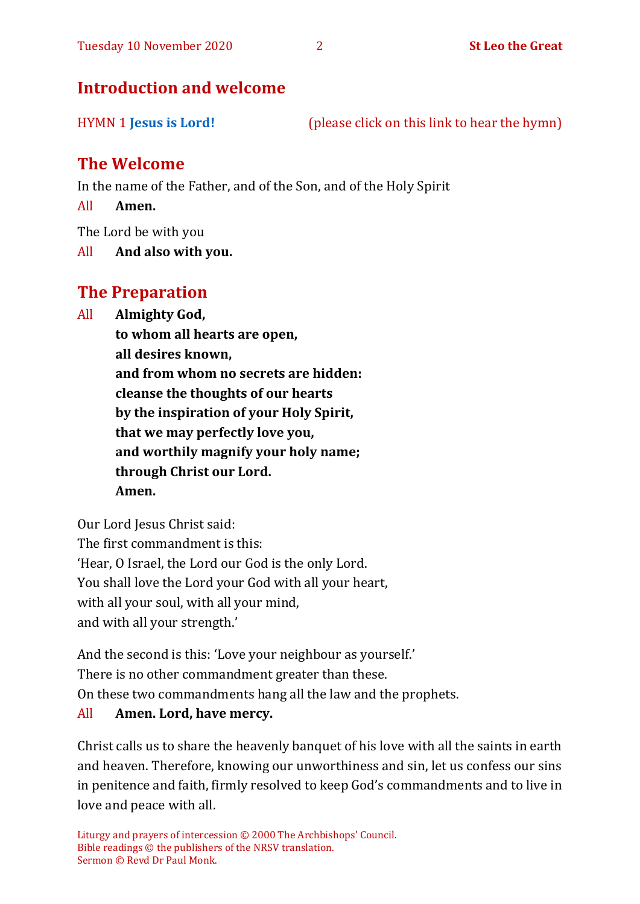## Introduction and welcome

HYMN 1 **Jesus is Lord!** (please click on this link to hear the hymn)

## The Welcome

In the name of the Father, and of the Son, and of the Holy Spirit

All **Amen.**

The Lord be with you

All **And also with you.**

## The Preparation

All **Almighty God,**
**to whom all hearts are open,**
**all desires known,**
**and from whom no secrets are hidden:**
**cleanse the thoughts of our hearts**
**by the inspiration of your Holy Spirit,**
**that we may perfectly love you,**
**and worthily magnify your holy name;**
**through Christ our Lord.**
**Amen.**

Our Lord Jesus Christ said:
The first commandment is this:
'Hear, O Israel, the Lord our God is the only Lord.
You shall love the Lord your God with all your heart,
with all your soul, with all your mind,
and with all your strength.'

And the second is this: 'Love your neighbour as yourself.'
There is no other commandment greater than these.
On these two commandments hang all the law and the prophets.

All **Amen. Lord, have mercy.**

Christ calls us to share the heavenly banquet of his love with all the saints in earth and heaven. Therefore, knowing our unworthiness and sin, let us confess our sins in penitence and faith, firmly resolved to keep God's commandments and to live in love and peace with all.

Liturgy and prayers of intercession © 2000 The Archbishops' Council.
Bible readings © the publishers of the NRSV translation.
Sermon © Revd Dr Paul Monk.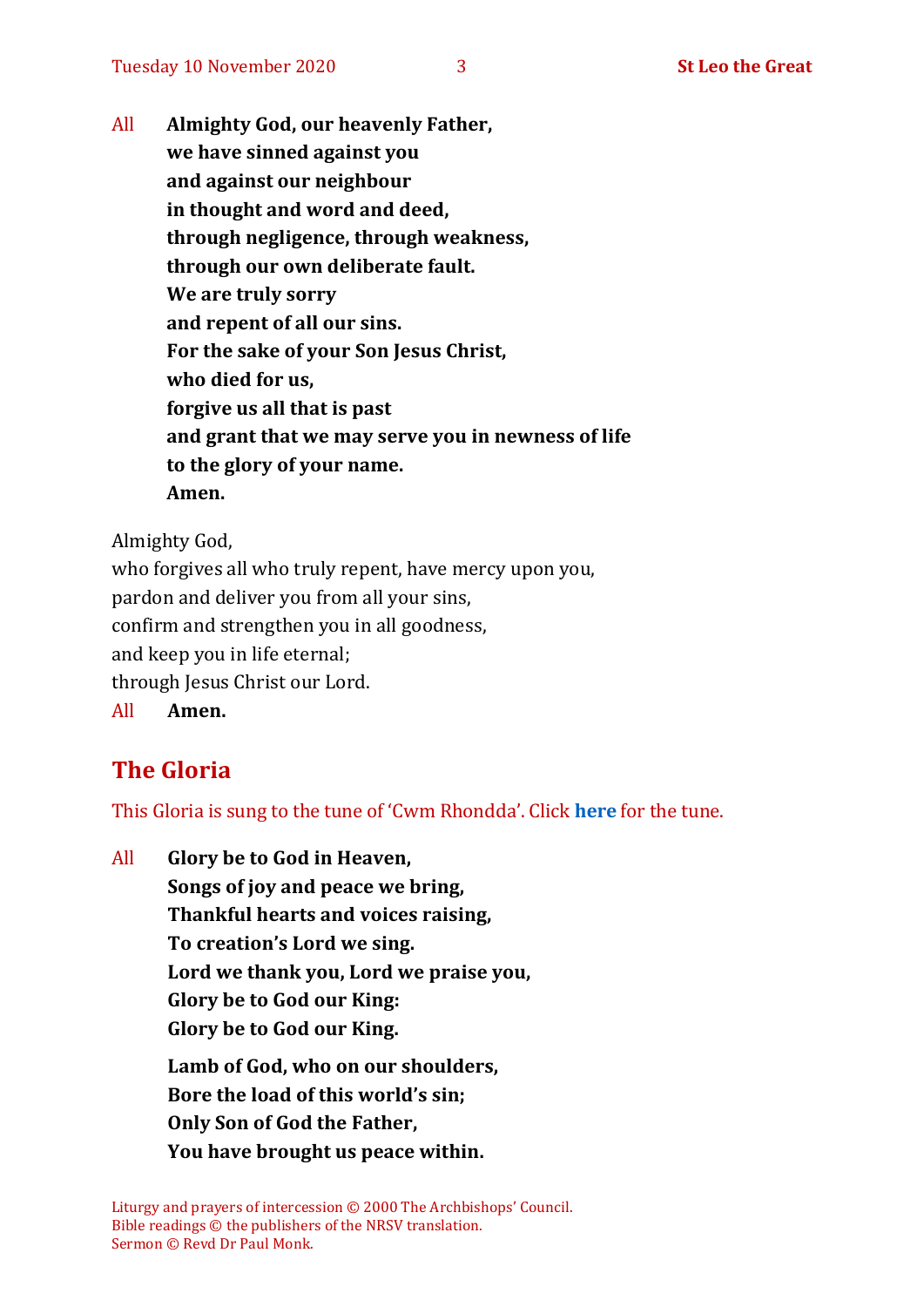All **Almighty God, our heavenly Father,**
**we have sinned against you**
**and against our neighbour**
**in thought and word and deed,**
**through negligence, through weakness,**
**through our own deliberate fault.**
**We are truly sorry**
**and repent of all our sins.**
**For the sake of your Son Jesus Christ,**
**who died for us,**
**forgive us all that is past**
**and grant that we may serve you in newness of life**
**to the glory of your name.**
**Amen.**

Almighty God,
who forgives all who truly repent, have mercy upon you,
pardon and deliver you from all your sins,
confirm and strengthen you in all goodness,
and keep you in life eternal;
through Jesus Christ our Lord.
All **Amen.**

## The Gloria

This Gloria is sung to the tune of 'Cwm Rhondda'. Click **here** for the tune.

All **Glory be to God in Heaven,**
**Songs of joy and peace we bring,**
**Thankful hearts and voices raising,**
**To creation's Lord we sing.**
**Lord we thank you, Lord we praise you,**
**Glory be to God our King:**
**Glory be to God our King.**

**Lamb of God, who on our shoulders,**
**Bore the load of this world's sin;**
**Only Son of God the Father,**
**You have brought us peace within.**

Liturgy and prayers of intercession © 2000 The Archbishops' Council.
Bible readings © the publishers of the NRSV translation.
Sermon © Revd Dr Paul Monk.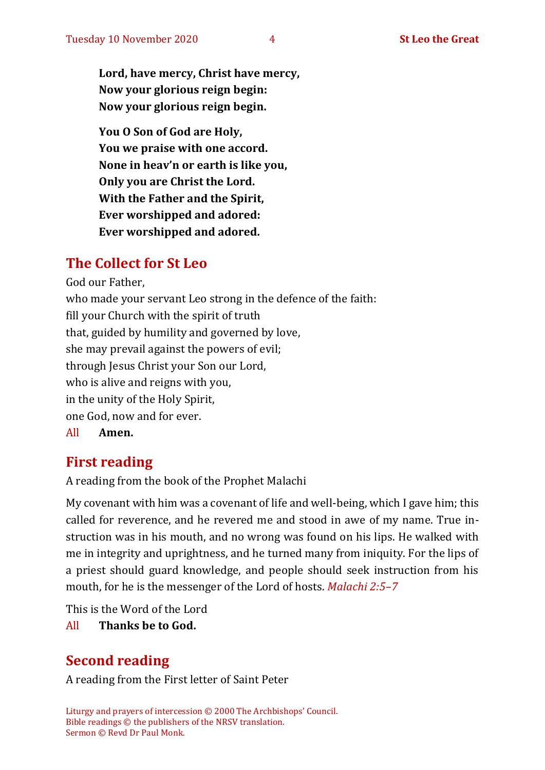**Lord, have mercy, Christ have mercy,**
**Now your glorious reign begin:**
**Now your glorious reign begin.**

**You O Son of God are Holy,**
**You we praise with one accord.**
**None in heav'n or earth is like you,**
**Only you are Christ the Lord.**
**With the Father and the Spirit,**
**Ever worshipped and adored:**
**Ever worshipped and adored.**

## The Collect for St Leo

God our Father,
who made your servant Leo strong in the defence of the faith:
fill your Church with the spirit of truth
that, guided by humility and governed by love,
she may prevail against the powers of evil;
through Jesus Christ your Son our Lord,
who is alive and reigns with you,
in the unity of the Holy Spirit,
one God, now and for ever.

All **Amen.**

## First reading

A reading from the book of the Prophet Malachi

My covenant with him was a covenant of life and well-being, which I gave him; this called for reverence, and he revered me and stood in awe of my name. True instruction was in his mouth, and no wrong was found on his lips. He walked with me in integrity and uprightness, and he turned many from iniquity. For the lips of a priest should guard knowledge, and people should seek instruction from his mouth, for he is the messenger of the Lord of hosts. *Malachi 2:5–7*

This is the Word of the Lord

All **Thanks be to God.**

## Second reading

A reading from the First letter of Saint Peter

Liturgy and prayers of intercession © 2000 The Archbishops' Council.
Bible readings © the publishers of the NRSV translation.
Sermon © Revd Dr Paul Monk.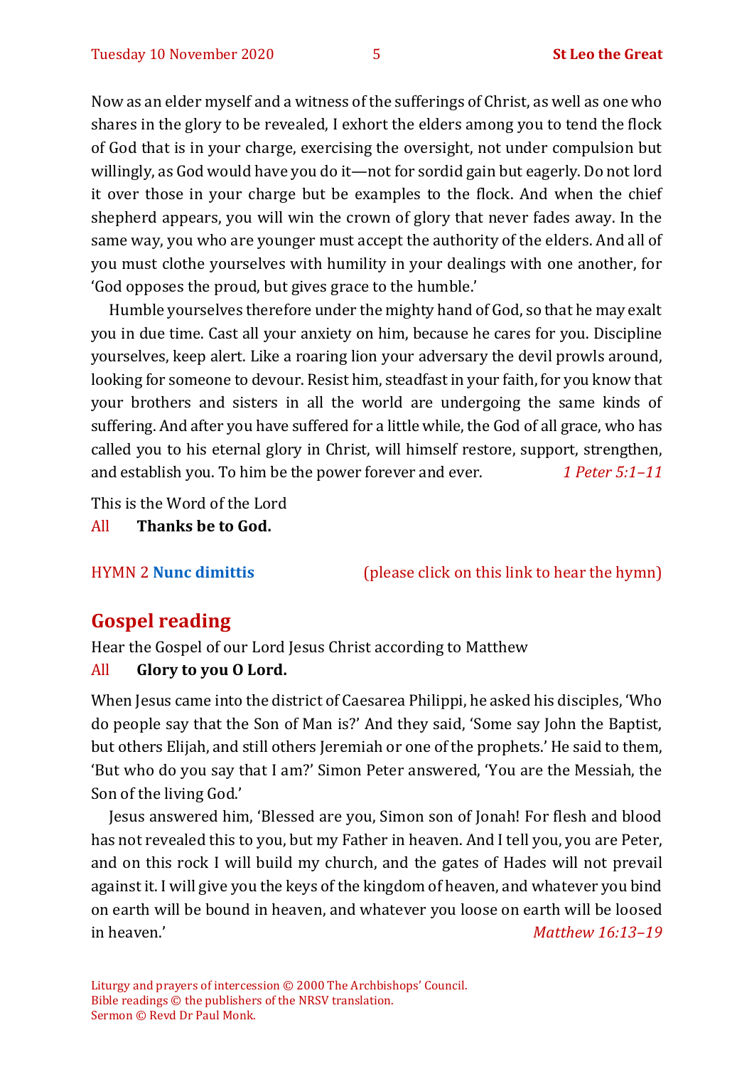Now as an elder myself and a witness of the sufferings of Christ, as well as one who shares in the glory to be revealed, I exhort the elders among you to tend the flock of God that is in your charge, exercising the oversight, not under compulsion but willingly, as God would have you do it—not for sordid gain but eagerly. Do not lord it over those in your charge but be examples to the flock. And when the chief shepherd appears, you will win the crown of glory that never fades away. In the same way, you who are younger must accept the authority of the elders. And all of you must clothe yourselves with humility in your dealings with one another, for 'God opposes the proud, but gives grace to the humble.'

Humble yourselves therefore under the mighty hand of God, so that he may exalt you in due time. Cast all your anxiety on him, because he cares for you. Discipline yourselves, keep alert. Like a roaring lion your adversary the devil prowls around, looking for someone to devour. Resist him, steadfast in your faith, for you know that your brothers and sisters in all the world are undergoing the same kinds of suffering. And after you have suffered for a little while, the God of all grace, who has called you to his eternal glory in Christ, will himself restore, support, strengthen, and establish you. To him be the power forever and ever. *1 Peter 5:1–11*

This is the Word of the Lord
All **Thanks be to God.**

HYMN 2 **Nunc dimittis** (please click on this link to hear the hymn)

## Gospel reading

Hear the Gospel of our Lord Jesus Christ according to Matthew
All **Glory to you O Lord.**

When Jesus came into the district of Caesarea Philippi, he asked his disciples, 'Who do people say that the Son of Man is?' And they said, 'Some say John the Baptist, but others Elijah, and still others Jeremiah or one of the prophets.' He said to them, 'But who do you say that I am?' Simon Peter answered, 'You are the Messiah, the Son of the living God.'

Jesus answered him, 'Blessed are you, Simon son of Jonah! For flesh and blood has not revealed this to you, but my Father in heaven. And I tell you, you are Peter, and on this rock I will build my church, and the gates of Hades will not prevail against it. I will give you the keys of the kingdom of heaven, and whatever you bind on earth will be bound in heaven, and whatever you loose on earth will be loosed in heaven.' *Matthew 16:13–19*

Liturgy and prayers of intercession © 2000 The Archbishops' Council.
Bible readings © the publishers of the NRSV translation.
Sermon © Revd Dr Paul Monk.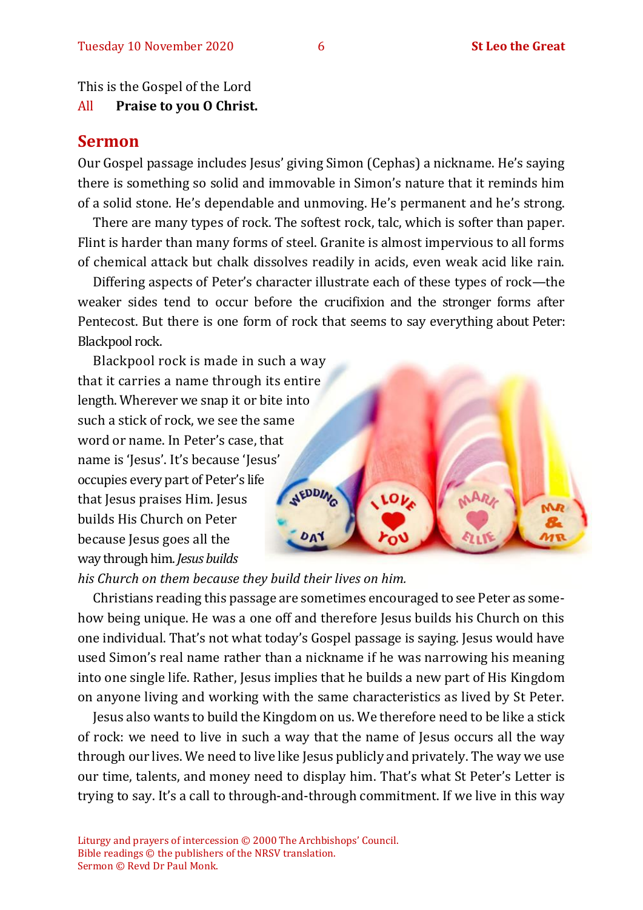This is the Gospel of the Lord
All **Praise to you O Christ.**

## Sermon

Our Gospel passage includes Jesus' giving Simon (Cephas) a nickname. He's saying there is something so solid and immovable in Simon's nature that it reminds him of a solid stone. He's dependable and unmoving. He's permanent and he's strong.

There are many types of rock. The softest rock, talc, which is softer than paper. Flint is harder than many forms of steel. Granite is almost impervious to all forms of chemical attack but chalk dissolves readily in acids, even weak acid like rain.

Differing aspects of Peter's character illustrate each of these types of rock—the weaker sides tend to occur before the crucifixion and the stronger forms after Pentecost. But there is one form of rock that seems to say everything about Peter: Blackpool rock.

Blackpool rock is made in such a way that it carries a name through its entire length. Wherever we snap it or bite into such a stick of rock, we see the same word or name. In Peter's case, that name is 'Jesus'. It's because 'Jesus' occupies every part of Peter's life that Jesus praises Him. Jesus builds His Church on Peter because Jesus goes all the way through him. *Jesus builds his Church on them because they build their lives on him.*

Christians reading this passage are sometimes encouraged to see Peter as somehow being unique. He was a one off and therefore Jesus builds his Church on this one individual. That's not what today's Gospel passage is saying. Jesus would have used Simon's real name rather than a nickname if he was narrowing his meaning into one single life. Rather, Jesus implies that he builds a new part of His Kingdom on anyone living and working with the same characteristics as lived by St Peter.

Jesus also wants to build the Kingdom on us. We therefore need to be like a stick of rock: we need to live in such a way that the name of Jesus occurs all the way through our lives. We need to live like Jesus publicly and privately. The way we use our time, talents, and money need to display him. That's what St Peter's Letter is trying to say. It's a call to through-and-through commitment. If we live in this way

Liturgy and prayers of intercession © 2000 The Archbishops' Council.
Bible readings © the publishers of the NRSV translation.
Sermon © Revd Dr Paul Monk.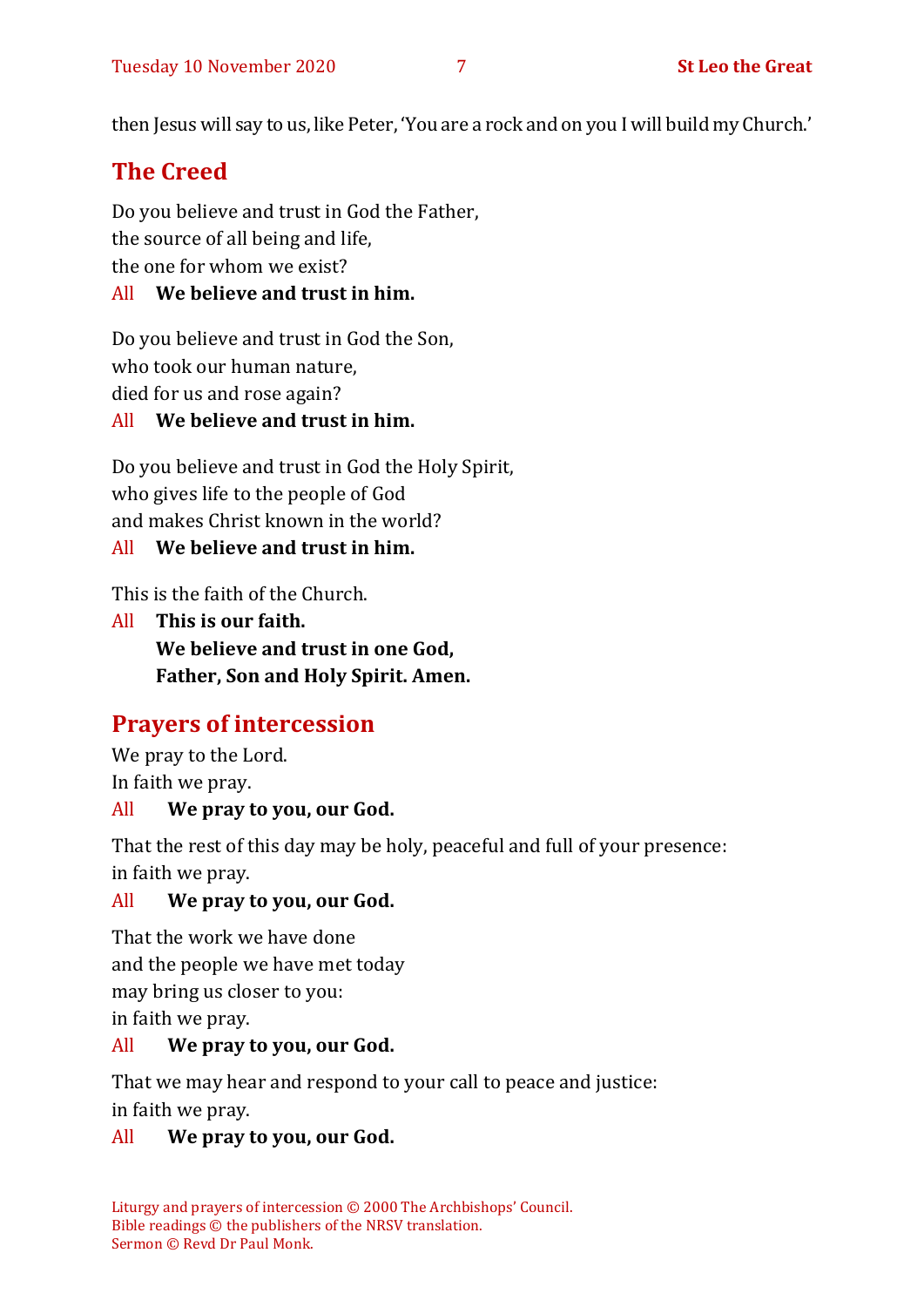then Jesus will say to us, like Peter, 'You are a rock and on you I will build my Church.'

## The Creed

Do you believe and trust in God the Father,
the source of all being and life,
the one for whom we exist?

All **We believe and trust in him.**

Do you believe and trust in God the Son,
who took our human nature,
died for us and rose again?

All **We believe and trust in him.**

Do you believe and trust in God the Holy Spirit,
who gives life to the people of God
and makes Christ known in the world?

All **We believe and trust in him.**

This is the faith of the Church.

All **This is our faith.**
**We believe and trust in one God,**
**Father, Son and Holy Spirit. Amen.**

## Prayers of intercession

We pray to the Lord.
In faith we pray.

All **We pray to you, our God.**

That the rest of this day may be holy, peaceful and full of your presence:
in faith we pray.

All **We pray to you, our God.**

That the work we have done
and the people we have met today
may bring us closer to you:
in faith we pray.

All **We pray to you, our God.**

That we may hear and respond to your call to peace and justice:
in faith we pray.

All **We pray to you, our God.**

Liturgy and prayers of intercession © 2000 The Archbishops' Council.
Bible readings © the publishers of the NRSV translation.
Sermon © Revd Dr Paul Monk.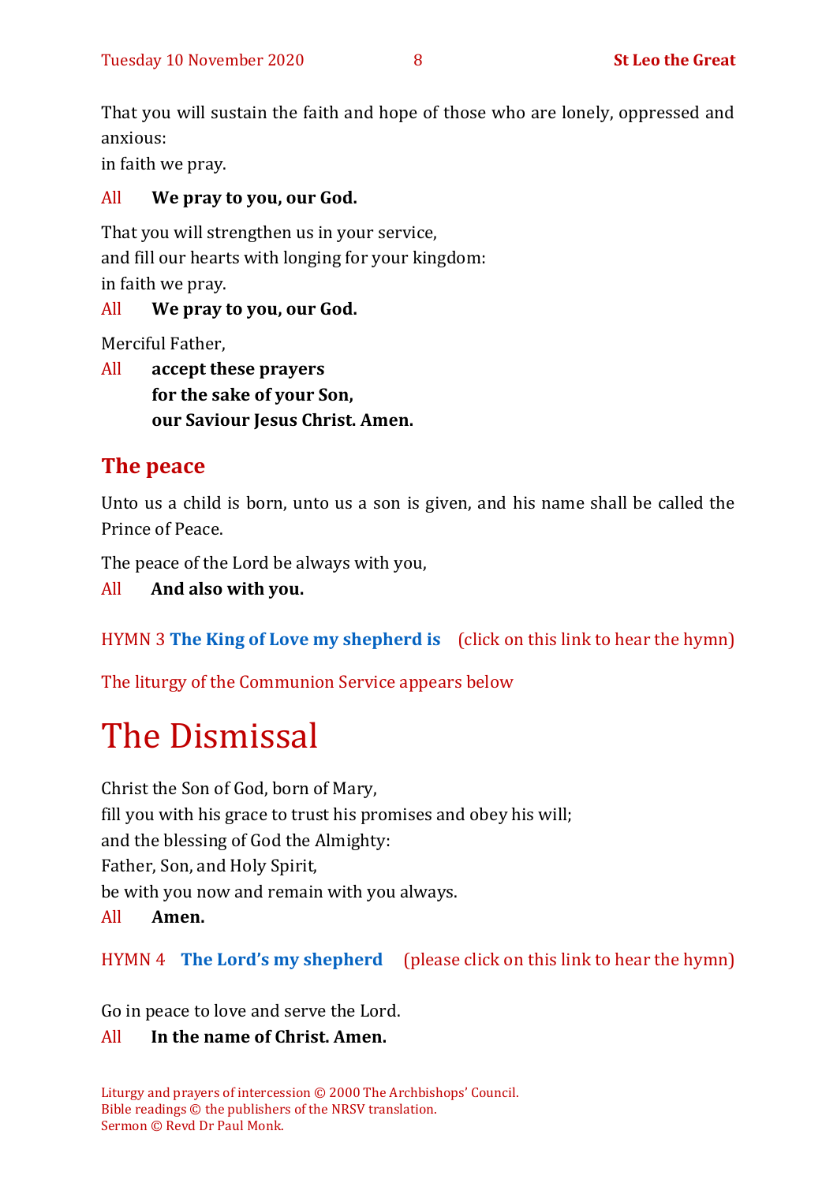That you will sustain the faith and hope of those who are lonely, oppressed and anxious:
in faith we pray.

All **We pray to you, our God.**

That you will strengthen us in your service,
and fill our hearts with longing for your kingdom:
in faith we pray.

All **We pray to you, our God.**

Merciful Father,

All **accept these prayers**
**for the sake of your Son,**
**our Saviour Jesus Christ. Amen.**

## The peace

Unto us a child is born, unto us a son is given, and his name shall be called the Prince of Peace.

The peace of the Lord be always with you,

All **And also with you.**

HYMN 3 **The King of Love my shepherd is** (click on this link to hear the hymn)

The liturgy of the Communion Service appears below

# The Dismissal

Christ the Son of God, born of Mary,
fill you with his grace to trust his promises and obey his will;
and the blessing of God the Almighty:
Father, Son, and Holy Spirit,
be with you now and remain with you always.

All **Amen.**

HYMN 4 **The Lord's my shepherd** (please click on this link to hear the hymn)

Go in peace to love and serve the Lord.

All **In the name of Christ. Amen.**

Liturgy and prayers of intercession © 2000 The Archbishops' Council.
Bible readings © the publishers of the NRSV translation.
Sermon © Revd Dr Paul Monk.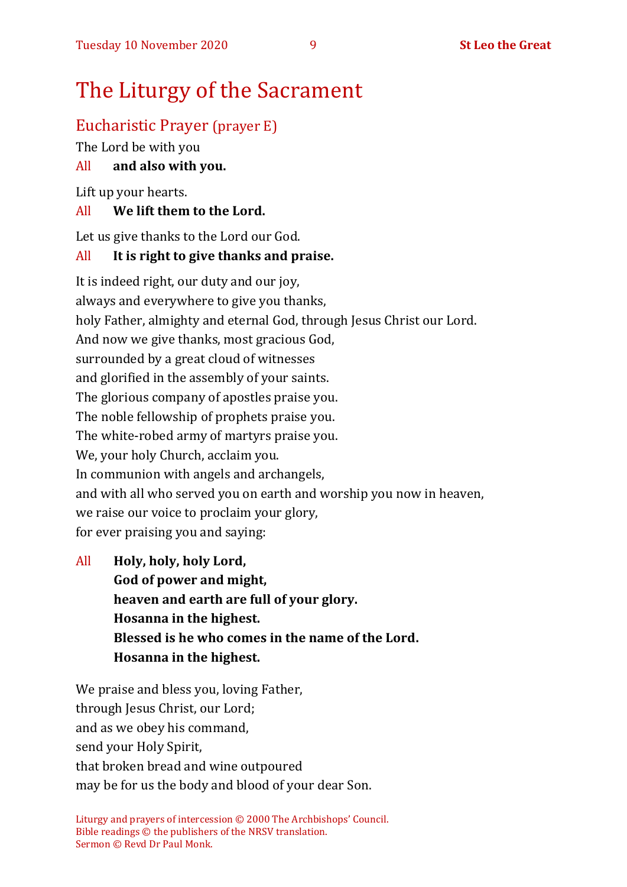# The Liturgy of the Sacrament

## Eucharistic Prayer (prayer E)

The Lord be with you

All **and also with you.**

Lift up your hearts.

All **We lift them to the Lord.**

Let us give thanks to the Lord our God.

All **It is right to give thanks and praise.**

It is indeed right, our duty and our joy,
always and everywhere to give you thanks,
holy Father, almighty and eternal God, through Jesus Christ our Lord.
And now we give thanks, most gracious God,
surrounded by a great cloud of witnesses
and glorified in the assembly of your saints.
The glorious company of apostles praise you.
The noble fellowship of prophets praise you.
The white-robed army of martyrs praise you.
We, your holy Church, acclaim you.
In communion with angels and archangels,
and with all who served you on earth and worship you now in heaven,
we raise our voice to proclaim your glory,
for ever praising you and saying:

All **Holy, holy, holy Lord,**
**God of power and might,**
**heaven and earth are full of your glory.**
**Hosanna in the highest.**
**Blessed is he who comes in the name of the Lord.**
**Hosanna in the highest.**

We praise and bless you, loving Father,
through Jesus Christ, our Lord;
and as we obey his command,
send your Holy Spirit,
that broken bread and wine outpoured
may be for us the body and blood of your dear Son.

Liturgy and prayers of intercession © 2000 The Archbishops' Council.
Bible readings © the publishers of the NRSV translation.
Sermon © Revd Dr Paul Monk.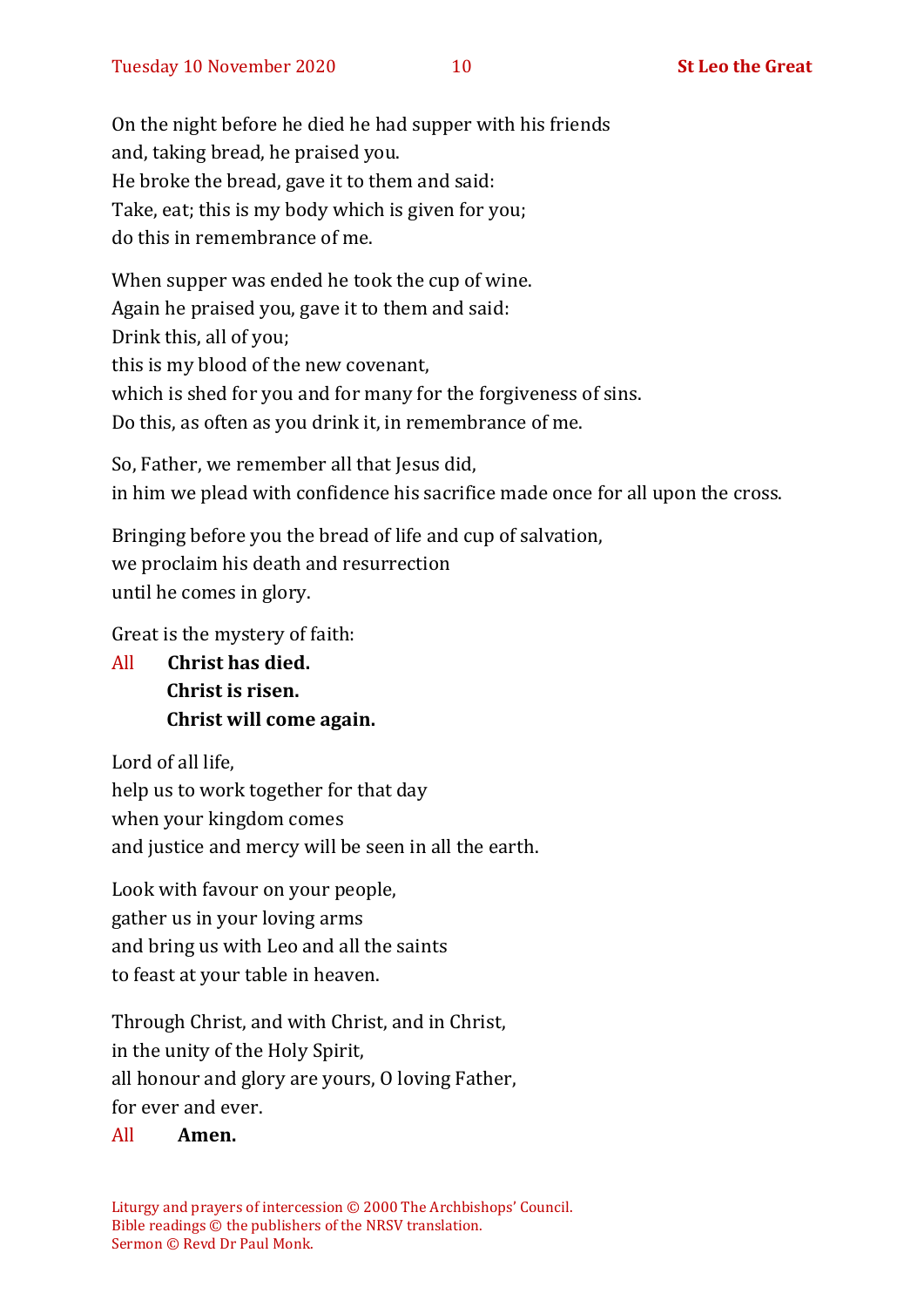On the night before he died he had supper with his friends
and, taking bread, he praised you.
He broke the bread, gave it to them and said:
Take, eat; this is my body which is given for you;
do this in remembrance of me.

When supper was ended he took the cup of wine.
Again he praised you, gave it to them and said:
Drink this, all of you;
this is my blood of the new covenant,
which is shed for you and for many for the forgiveness of sins.
Do this, as often as you drink it, in remembrance of me.

So, Father, we remember all that Jesus did,
in him we plead with confidence his sacrifice made once for all upon the cross.

Bringing before you the bread of life and cup of salvation,
we proclaim his death and resurrection
until he comes in glory.

Great is the mystery of faith:

All **Christ has died.**
**Christ is risen.**
**Christ will come again.**

Lord of all life,
help us to work together for that day
when your kingdom comes
and justice and mercy will be seen in all the earth.

Look with favour on your people,
gather us in your loving arms
and bring us with Leo and all the saints
to feast at your table in heaven.

Through Christ, and with Christ, and in Christ,
in the unity of the Holy Spirit,
all honour and glory are yours, O loving Father,
for ever and ever.

All **Amen.**

Liturgy and prayers of intercession © 2000 The Archbishops' Council.
Bible readings © the publishers of the NRSV translation.
Sermon © Revd Dr Paul Monk.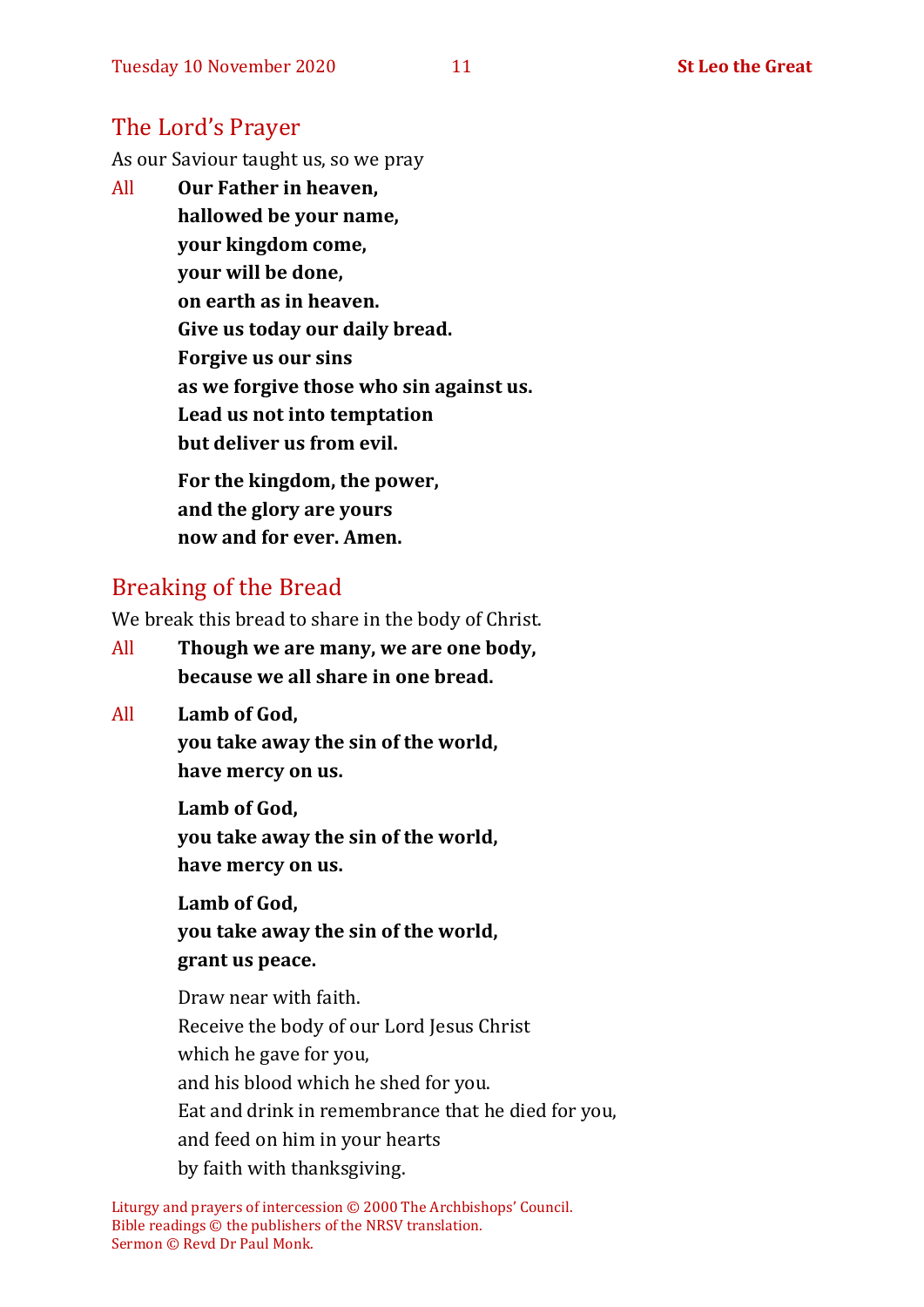## The Lord's Prayer

As our Saviour taught us, so we pray

All **Our Father in heaven,**
**hallowed be your name,**
**your kingdom come,**
**your will be done,**
**on earth as in heaven.**
**Give us today our daily bread.**
**Forgive us our sins**
**as we forgive those who sin against us.**
**Lead us not into temptation**
**but deliver us from evil.**

**For the kingdom, the power,**
**and the glory are yours**
**now and for ever. Amen.**

## Breaking of the Bread

We break this bread to share in the body of Christ.

All **Though we are many, we are one body,**
**because we all share in one bread.**

All **Lamb of God,**
**you take away the sin of the world,**
**have mercy on us.**

**Lamb of God,**
**you take away the sin of the world,**
**have mercy on us.**

**Lamb of God,**
**you take away the sin of the world,**
**grant us peace.**

Draw near with faith.
Receive the body of our Lord Jesus Christ
which he gave for you,
and his blood which he shed for you.
Eat and drink in remembrance that he died for you,
and feed on him in your hearts
by faith with thanksgiving.

Liturgy and prayers of intercession © 2000 The Archbishops' Council.
Bible readings © the publishers of the NRSV translation.
Sermon © Revd Dr Paul Monk.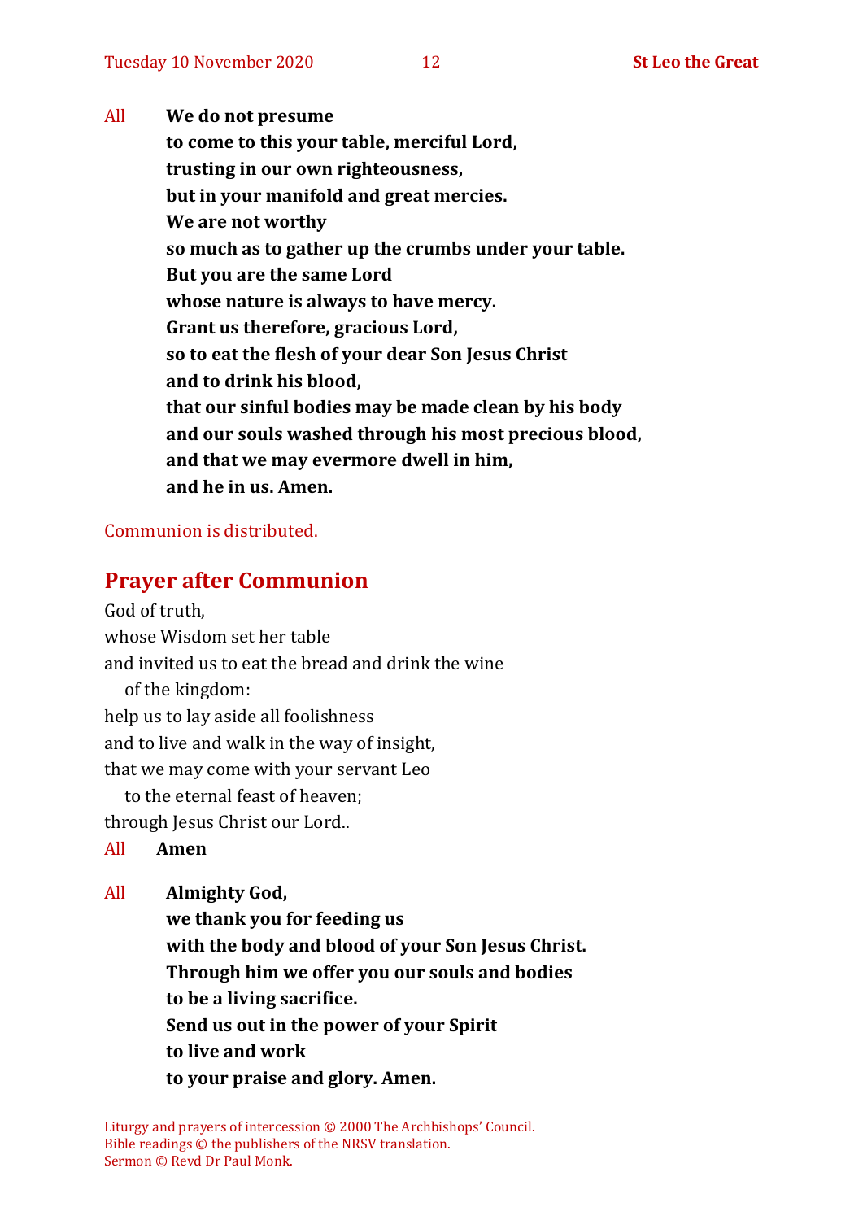All **We do not presume**
**to come to this your table, merciful Lord,**
**trusting in our own righteousness,**
**but in your manifold and great mercies.**
**We are not worthy**
**so much as to gather up the crumbs under your table.**
**But you are the same Lord**
**whose nature is always to have mercy.**
**Grant us therefore, gracious Lord,**
**so to eat the flesh of your dear Son Jesus Christ**
**and to drink his blood,**
**that our sinful bodies may be made clean by his body**
**and our souls washed through his most precious blood,**
**and that we may evermore dwell in him,**
**and he in us. Amen.**

Communion is distributed.

## Prayer after Communion

God of truth,
whose Wisdom set her table
and invited us to eat the bread and drink the wine
  of the kingdom:
help us to lay aside all foolishness
and to live and walk in the way of insight,
that we may come with your servant Leo
  to the eternal feast of heaven;
through Jesus Christ our Lord..

All **Amen**

All **Almighty God,**
**we thank you for feeding us**
**with the body and blood of your Son Jesus Christ.**
**Through him we offer you our souls and bodies**
**to be a living sacrifice.**
**Send us out in the power of your Spirit**
**to live and work**
**to your praise and glory. Amen.**

Liturgy and prayers of intercession © 2000 The Archbishops' Council.
Bible readings © the publishers of the NRSV translation.
Sermon © Revd Dr Paul Monk.